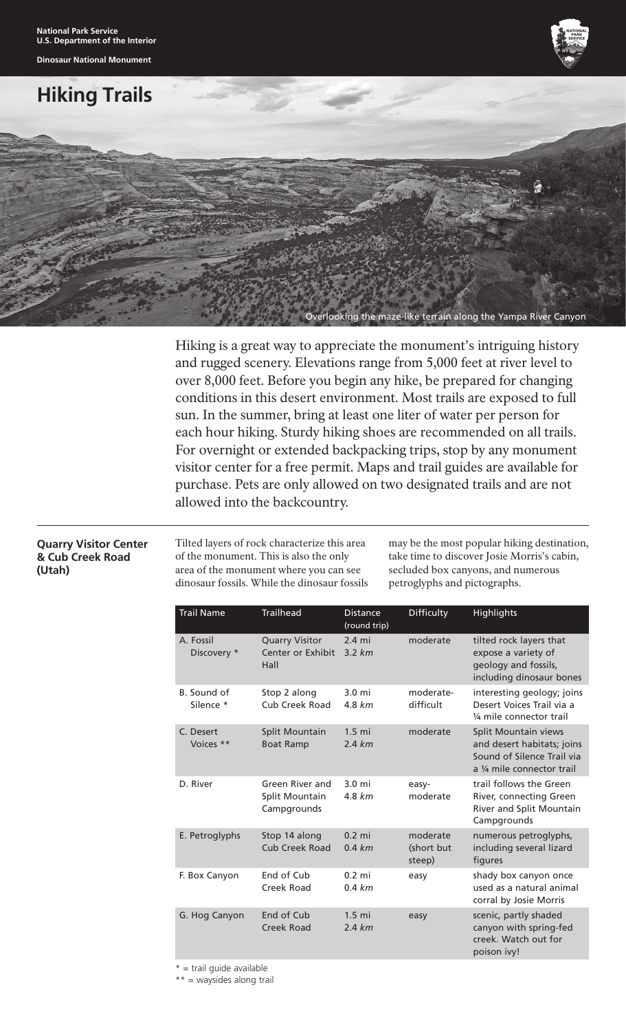National Park Service
U.S. Department of the Interior

Dinosaur National Monument

# Hiking Trails

Overlooking the maze-like terrain along the Yampa River Canyon

Hiking is a great way to appreciate the monument's intriguing history and rugged scenery. Elevations range from 5,000 feet at river level to over 8,000 feet. Before you begin any hike, be prepared for changing conditions in this desert environment. Most trails are exposed to full sun. In the summer, bring at least one liter of water per person for each hour hiking. Sturdy hiking shoes are recommended on all trails. For overnight or extended backpacking trips, stop by any monument visitor center for a free permit. Maps and trail guides are available for purchase. Pets are only allowed on two designated trails and are not allowed into the backcountry.

## Quarry Visitor Center & Cub Creek Road (Utah)

Tilted layers of rock characterize this area of the monument. This is also the only area of the monument where you can see dinosaur fossils. While the dinosaur fossils may be the most popular hiking destination, take time to discover Josie Morris's cabin, secluded box canyons, and numerous petroglyphs and pictographs.

| Trail Name | Trailhead | Distance (round trip) | Difficulty | Highlights |
|---|---|---|---|---|
| A. Fossil Discovery * | Quarry Visitor Center or Exhibit Hall | 2.4 mi *3.2 km* | moderate | tilted rock layers that expose a variety of geology and fossils, including dinosaur bones |
| B. Sound of Silence * | Stop 2 along Cub Creek Road | 3.0 mi *4.8 km* | moderate-difficult | interesting geology; joins Desert Voices Trail via a ¼ mile connector trail |
| C. Desert Voices ** | Split Mountain Boat Ramp | 1.5 mi *2.4 km* | moderate | Split Mountain views and desert habitats; joins Sound of Silence Trail via a ¼ mile connector trail |
| D. River | Green River and Split Mountain Campgrounds | 3.0 mi *4.8 km* | easy-moderate | trail follows the Green River, connecting Green River and Split Mountain Campgrounds |
| E. Petroglyphs | Stop 14 along Cub Creek Road | 0.2 mi *0.4 km* | moderate (short but steep) | numerous petroglyphs, including several lizard figures |
| F. Box Canyon | End of Cub Creek Road | 0.2 mi *0.4 km* | easy | shady box canyon once used as a natural animal corral by Josie Morris |
| G. Hog Canyon | End of Cub Creek Road | 1.5 mi *2.4 km* | easy | scenic, partly shaded canyon with spring-fed creek. Watch out for poison ivy! |

\* = trail guide available

\*\* = waysides along trail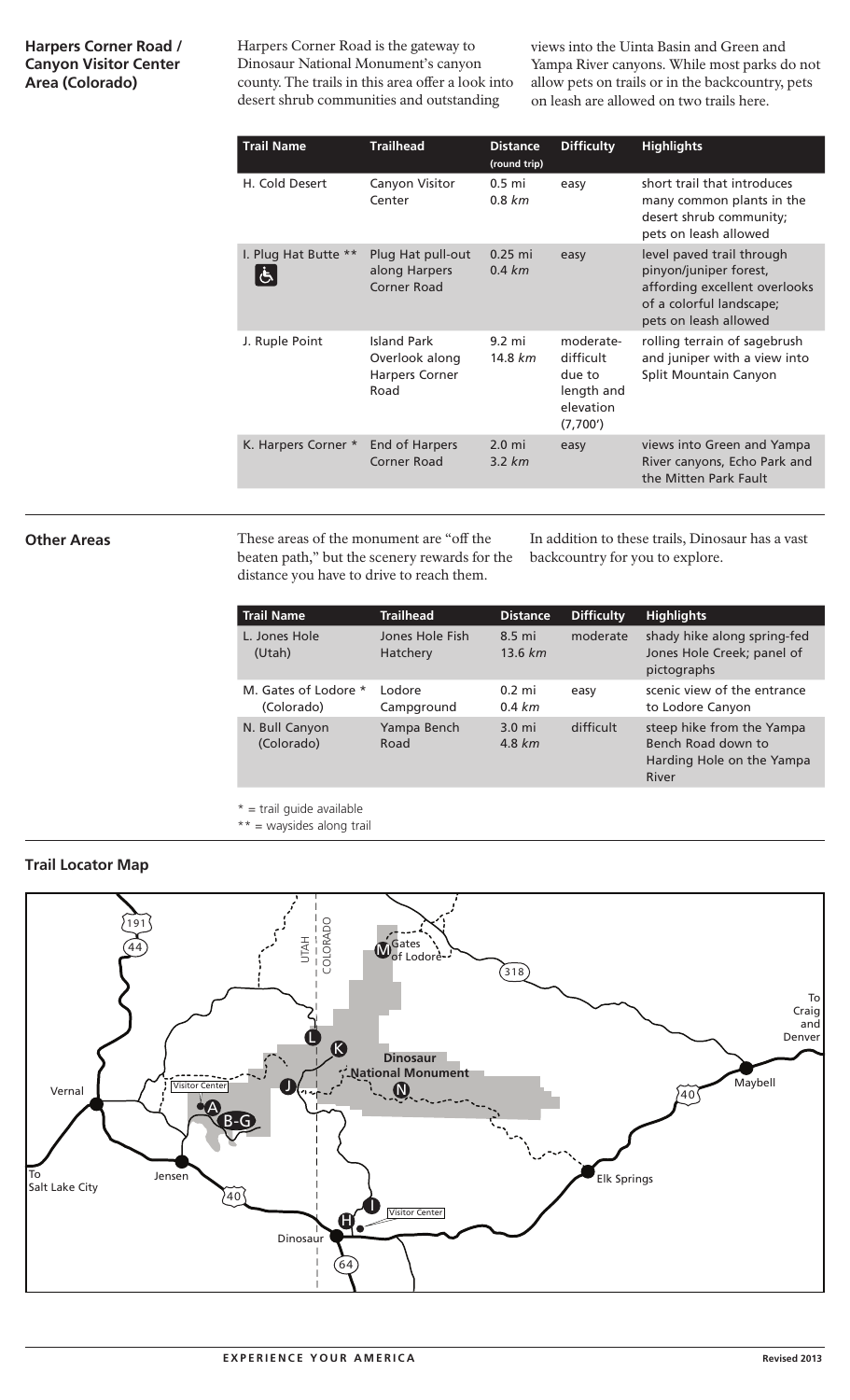## Harpers Corner Road / Canyon Visitor Center Area (Colorado)

Harpers Corner Road is the gateway to Dinosaur National Monument's canyon county. The trails in this area offer a look into desert shrub communities and outstanding views into the Uinta Basin and Green and Yampa River canyons. While most parks do not allow pets on trails or in the backcountry, pets on leash are allowed on two trails here.

| Trail Name | Trailhead | Distance (round trip) | Difficulty | Highlights |
| --- | --- | --- | --- | --- |
| H. Cold Desert | Canyon Visitor Center | 0.5 mi 0.8 *km* | easy | short trail that introduces many common plants in the desert shrub community; pets on leash allowed |
| I. Plug Hat Butte ** | Plug Hat pull-out along Harpers Corner Road | 0.25 mi 0.4 *km* | easy | level paved trail through pinyon/juniper forest, affording excellent overlooks of a colorful landscape; pets on leash allowed |
| J. Ruple Point | Island Park Overlook along Harpers Corner Road | 9.2 mi 14.8 *km* | moderate-difficult due to length and elevation (7,700') | rolling terrain of sagebrush and juniper with a view into Split Mountain Canyon |
| K. Harpers Corner * | End of Harpers Corner Road | 2.0 mi 3.2 *km* | easy | views into Green and Yampa River canyons, Echo Park and the Mitten Park Fault |

## Other Areas

These areas of the monument are "off the beaten path," but the scenery rewards for the distance you have to drive to reach them.

In addition to these trails, Dinosaur has a vast backcountry for you to explore.

| Trail Name | Trailhead | Distance | Difficulty | Highlights |
| --- | --- | --- | --- | --- |
| L. Jones Hole (Utah) | Jones Hole Fish Hatchery | 8.5 mi 13.6 *km* | moderate | shady hike along spring-fed Jones Hole Creek; panel of pictographs |
| M. Gates of Lodore * (Colorado) | Lodore Campground | 0.2 mi 0.4 *km* | easy | scenic view of the entrance to Lodore Canyon |
| N. Bull Canyon (Colorado) | Yampa Bench Road | 3.0 mi 4.8 *km* | difficult | steep hike from the Yampa Bench Road down to Harding Hole on the Yampa River |

\* = trail guide available
\*\* = waysides along trail

## Trail Locator Map

191
44
UTAH
COLORADO
M Gates of Lodore
318
To Craig and Denver
L
K
Dinosaur National Monument
Maybell
Vernal
Visitor Center
J
N
40
A
B-G
To Salt Lake City
Jensen
40
Elk Springs
I
H
Visitor Center
Dinosaur
64